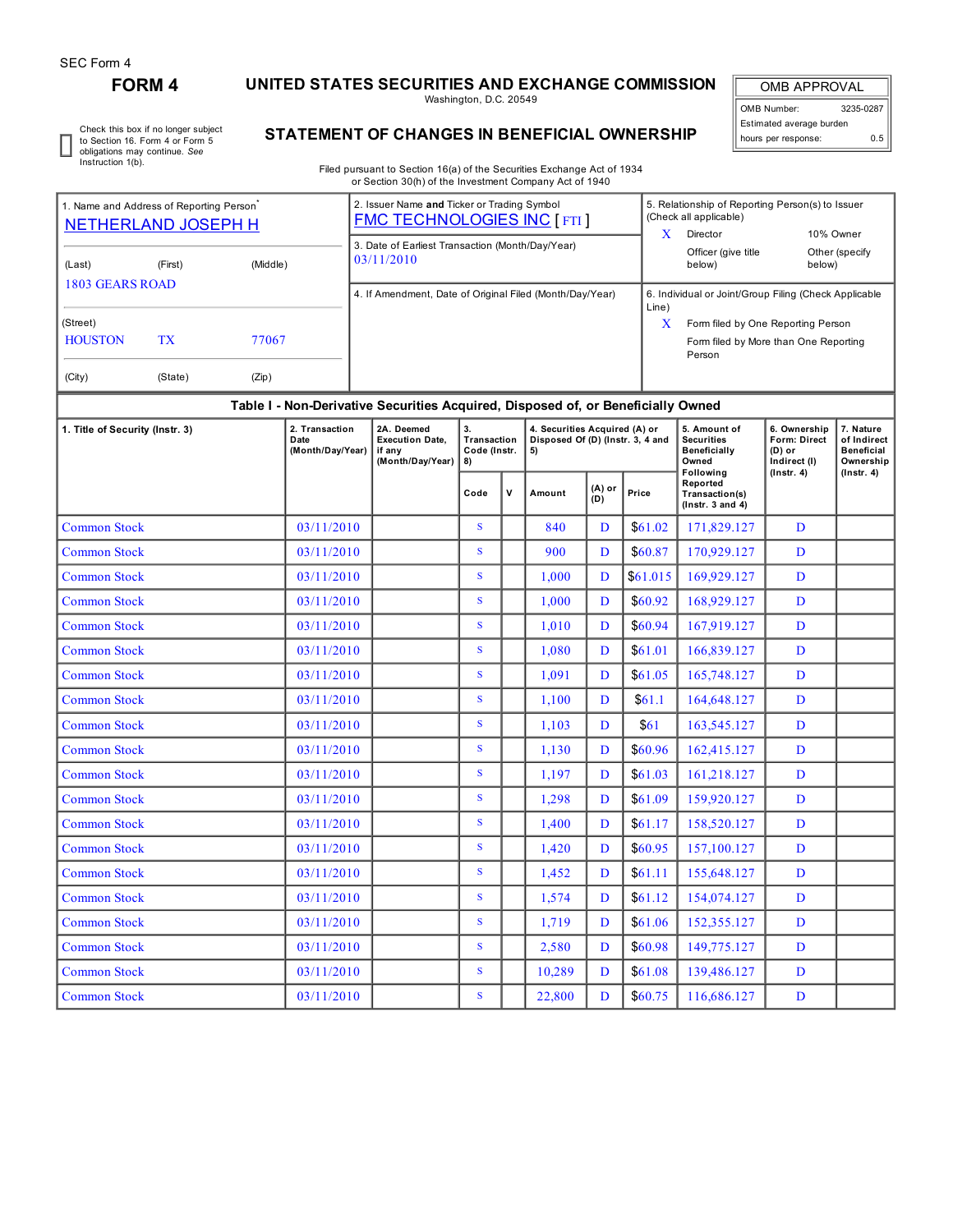SEC Form 4

**FORM 4**

# UNITED STATES SECURITIES AND EXCHANGE COMMISSION

Washington, D.C. 20549

## STATEMENT OF CHANGES IN BENEFICIAL OWNERSHIP

| OMB APPROVAL | |
|---|---|
| OMB Number: | 3235-0287 |
| Estimated average burden | |
| hours per response: | 0.5 |

☐ Check this box if no longer subject to Section 16. Form 4 or Form 5 obligations may continue. *See* Instruction 1(b).

Filed pursuant to Section 16(a) of the Securities Exchange Act of 1934 or Section 30(h) of the Investment Company Act of 1940

1. Name and Address of Reporting Person*
NETHERLAND JOSEPH H

(Last) (First) (Middle)
1803 GEARS ROAD

(Street)
HOUSTON TX 77067

(City) (State) (Zip)

2. Issuer Name **and** Ticker or Trading Symbol
FMC TECHNOLOGIES INC [ FTI ]

3. Date of Earliest Transaction (Month/Day/Year)
03/11/2010

4. If Amendment, Date of Original Filed (Month/Day/Year)

5. Relationship of Reporting Person(s) to Issuer (Check all applicable)
X Director
10% Owner
Officer (give title below)
Other (specify below)

6. Individual or Joint/Group Filing (Check Applicable Line)
X Form filed by One Reporting Person
Form filed by More than One Reporting Person

**Table I - Non-Derivative Securities Acquired, Disposed of, or Beneficially Owned**

| 1. Title of Security (Instr. 3) | 2. Transaction Date (Month/Day/Year) | 2A. Deemed Execution Date, if any (Month/Day/Year) | 3. Transaction Code (Instr. 8) | | 4. Securities Acquired (A) or Disposed Of (D) (Instr. 3, 4 and 5) | | | 5. Amount of Securities Beneficially Owned Following Reported Transaction(s) (Instr. 3 and 4) | 6. Ownership Form: Direct (D) or Indirect (I) (Instr. 4) | 7. Nature of Indirect Beneficial Ownership (Instr. 4) |
|---|---|---|---|---|---|---|---|---|---|---|
| | | | Code | V | Amount | (A) or (D) | Price | | | |
| Common Stock | 03/11/2010 | | S | | 840 | D | $61.02 | 171,829.127 | D | |
| Common Stock | 03/11/2010 | | S | | 900 | D | $60.87 | 170,929.127 | D | |
| Common Stock | 03/11/2010 | | S | | 1,000 | D | $61.015 | 169,929.127 | D | |
| Common Stock | 03/11/2010 | | S | | 1,000 | D | $60.92 | 168,929.127 | D | |
| Common Stock | 03/11/2010 | | S | | 1,010 | D | $60.94 | 167,919.127 | D | |
| Common Stock | 03/11/2010 | | S | | 1,080 | D | $61.01 | 166,839.127 | D | |
| Common Stock | 03/11/2010 | | S | | 1,091 | D | $61.05 | 165,748.127 | D | |
| Common Stock | 03/11/2010 | | S | | 1,100 | D | $61.1 | 164,648.127 | D | |
| Common Stock | 03/11/2010 | | S | | 1,103 | D | $61 | 163,545.127 | D | |
| Common Stock | 03/11/2010 | | S | | 1,130 | D | $60.96 | 162,415.127 | D | |
| Common Stock | 03/11/2010 | | S | | 1,197 | D | $61.03 | 161,218.127 | D | |
| Common Stock | 03/11/2010 | | S | | 1,298 | D | $61.09 | 159,920.127 | D | |
| Common Stock | 03/11/2010 | | S | | 1,400 | D | $61.17 | 158,520.127 | D | |
| Common Stock | 03/11/2010 | | S | | 1,420 | D | $60.95 | 157,100.127 | D | |
| Common Stock | 03/11/2010 | | S | | 1,452 | D | $61.11 | 155,648.127 | D | |
| Common Stock | 03/11/2010 | | S | | 1,574 | D | $61.12 | 154,074.127 | D | |
| Common Stock | 03/11/2010 | | S | | 1,719 | D | $61.06 | 152,355.127 | D | |
| Common Stock | 03/11/2010 | | S | | 2,580 | D | $60.98 | 149,775.127 | D | |
| Common Stock | 03/11/2010 | | S | | 10,289 | D | $61.08 | 139,486.127 | D | |
| Common Stock | 03/11/2010 | | S | | 22,800 | D | $60.75 | 116,686.127 | D | |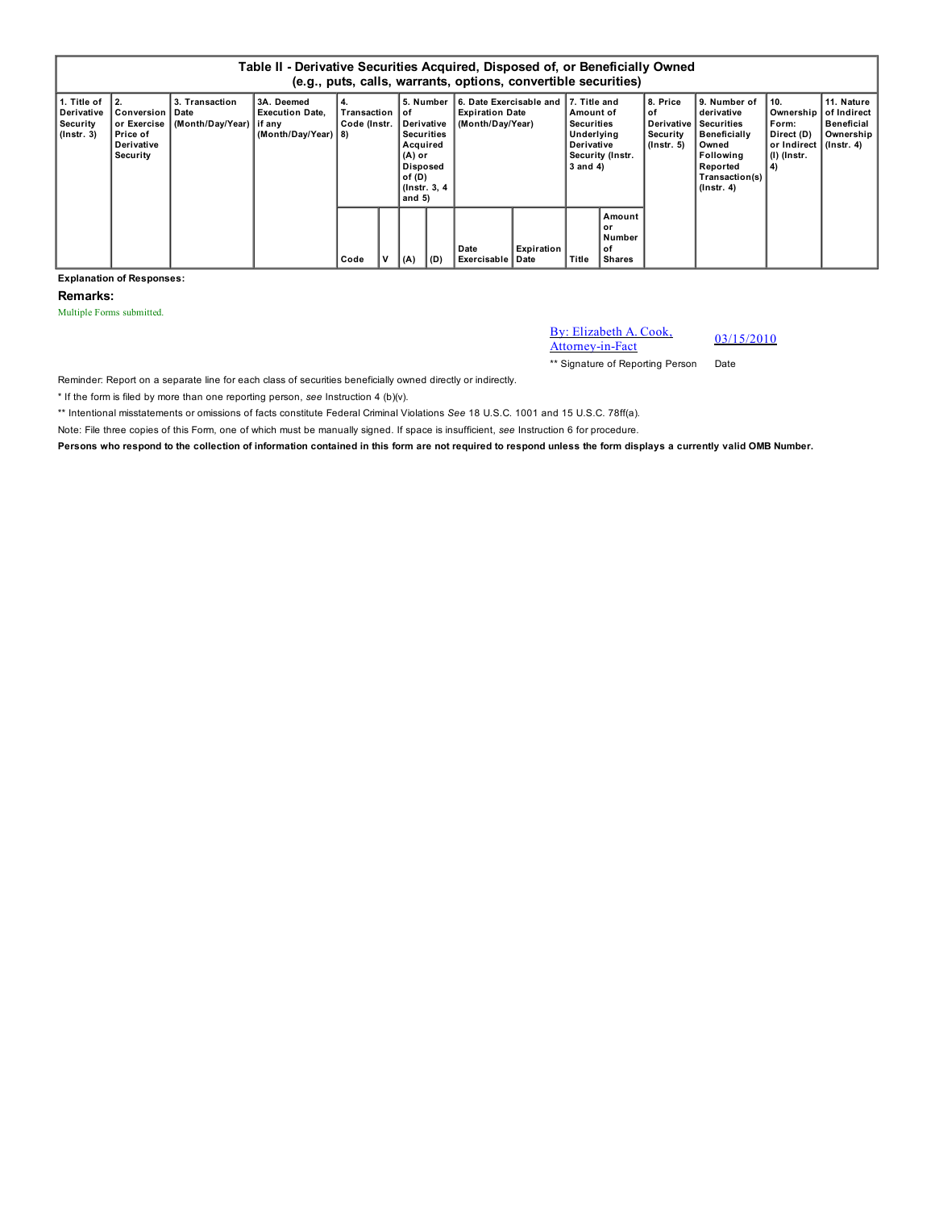| Table II - Derivative Securities Acquired, Disposed of, or Beneficially Owned (e.g., puts, calls, warrants, options, convertible securities) | | | | | | | | | | | | | | | |
|---|---|---|---|---|---|---|---|---|---|---|---|---|---|---|---|
| 1. Title of Derivative Security (Instr. 3) | 2. Conversion or Exercise Price of Derivative Security | 3. Transaction Date (Month/Day/Year) | 3A. Deemed Execution Date, if any (Month/Day/Year) | 4. Transaction Code (Instr. 8) | | 5. Number of Derivative Securities Acquired (A) or Disposed of (D) (Instr. 3, 4 and 5) | | 6. Date Exercisable and Expiration Date (Month/Day/Year) | | 7. Title and Amount of Securities Underlying Derivative Security (Instr. 3 and 4) | | 8. Price of Derivative Security (Instr. 5) | 9. Number of derivative Securities Beneficially Owned Following Reported Transaction(s) (Instr. 4) | 10. Ownership Form: Direct (D) or Indirect (I) (Instr. 4) | 11. Nature of Indirect Beneficial Ownership (Instr. 4) |
| | | | | Code | V | (A) | (D) | Date Exercisable | Expiration Date | Title | Amount or Number of Shares | | | | |

**Explanation of Responses:**

**Remarks:**

Multiple Forms submitted.

By: Elizabeth A. Cook, Attorney-in-Fact — 03/15/2010

** Signature of Reporting Person — Date

Reminder: Report on a separate line for each class of securities beneficially owned directly or indirectly.

* If the form is filed by more than one reporting person, *see* Instruction 4 (b)(v).

** Intentional misstatements or omissions of facts constitute Federal Criminal Violations *See* 18 U.S.C. 1001 and 15 U.S.C. 78ff(a).

Note: File three copies of this Form, one of which must be manually signed. If space is insufficient, *see* Instruction 6 for procedure.

**Persons who respond to the collection of information contained in this form are not required to respond unless the form displays a currently valid OMB Number.**